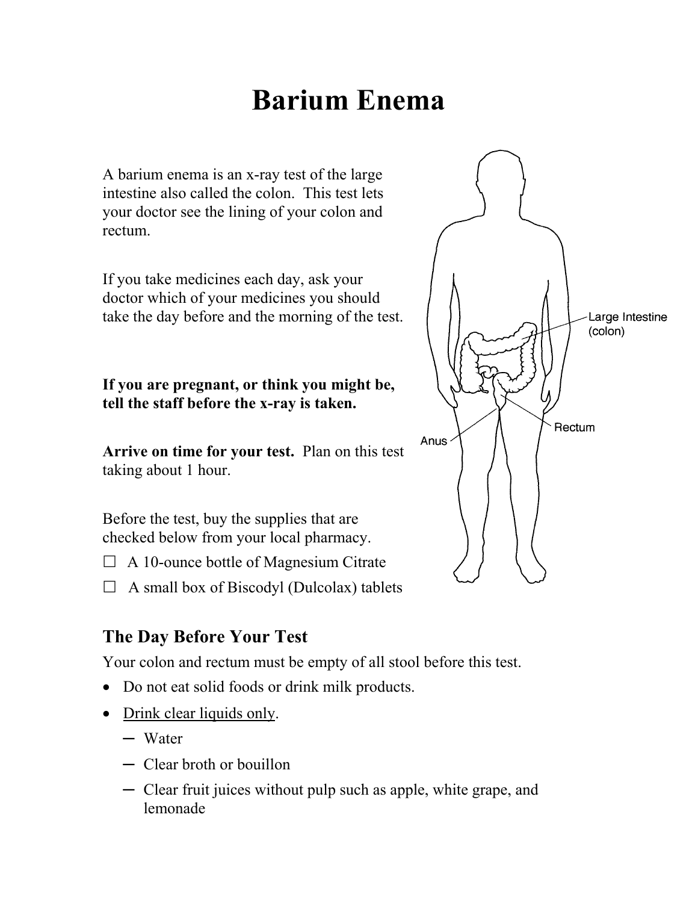# Barium Enema

A barium enema is an x-ray test of the large intestine also called the colon. This test lets your doctor see the lining of your colon and rectum.

If you take medicines each day, ask your doctor which of your medicines you should take the day before and the morning of the test.

**If you are pregnant, or think you might be, tell the staff before the x-ray is taken.**

**Arrive on time for your test.** Plan on this test taking about 1 hour.

Before the test, buy the supplies that are checked below from your local pharmacy.

☐ A 10-ounce bottle of Magnesium Citrate

☐ A small box of Biscodyl (Dulcolax) tablets

## The Day Before Your Test

Your colon and rectum must be empty of all stool before this test.

- Do not eat solid foods or drink milk products.
- Drink clear liquids only.
  - Water
  - Clear broth or bouillon
  - Clear fruit juices without pulp such as apple, white grape, and lemonade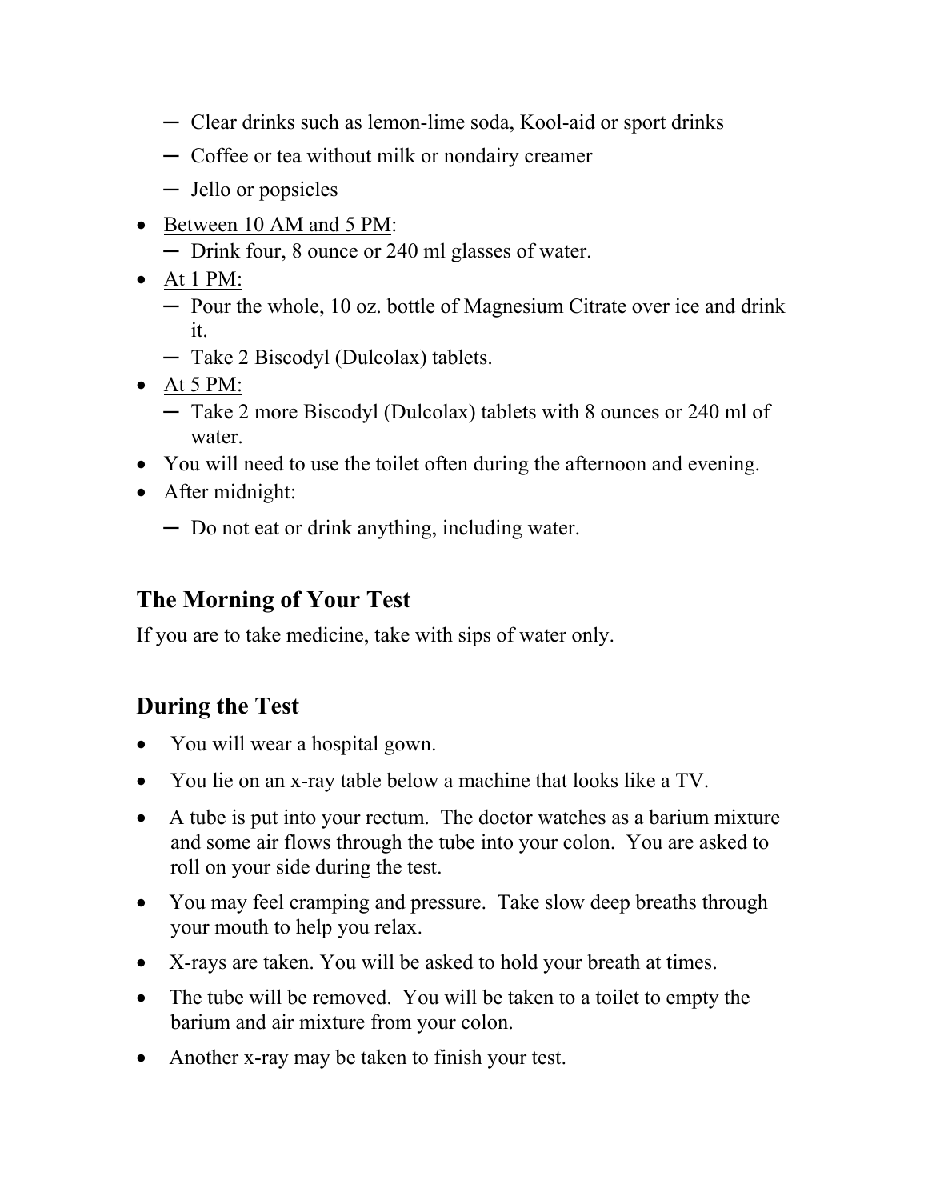- Clear drinks such as lemon-lime soda, Kool-aid or sport drinks
  - Coffee or tea without milk or nondairy creamer
  - Jello or popsicles
- Between 10 AM and 5 PM:
  - Drink four, 8 ounce or 240 ml glasses of water.
- At 1 PM:
  - Pour the whole, 10 oz. bottle of Magnesium Citrate over ice and drink it.
  - Take 2 Biscodyl (Dulcolax) tablets.
- At 5 PM:
  - Take 2 more Biscodyl (Dulcolax) tablets with 8 ounces or 240 ml of water.
- You will need to use the toilet often during the afternoon and evening.
- After midnight:
  - Do not eat or drink anything, including water.

## The Morning of Your Test

If you are to take medicine, take with sips of water only.

## During the Test

- You will wear a hospital gown.
- You lie on an x-ray table below a machine that looks like a TV.
- A tube is put into your rectum. The doctor watches as a barium mixture and some air flows through the tube into your colon. You are asked to roll on your side during the test.
- You may feel cramping and pressure. Take slow deep breaths through your mouth to help you relax.
- X-rays are taken. You will be asked to hold your breath at times.
- The tube will be removed. You will be taken to a toilet to empty the barium and air mixture from your colon.
- Another x-ray may be taken to finish your test.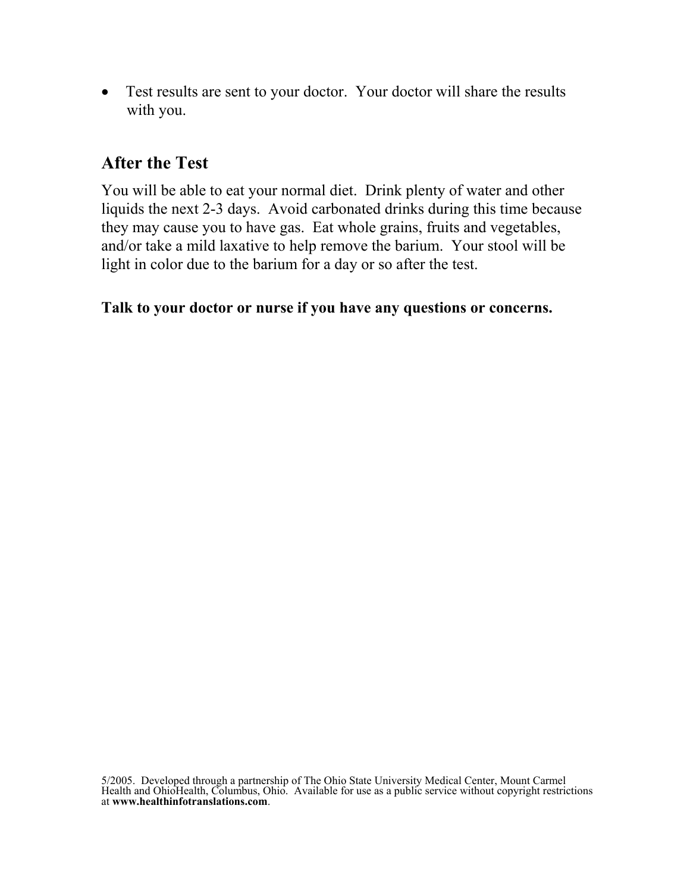- Test results are sent to your doctor. Your doctor will share the results with you.

## After the Test

You will be able to eat your normal diet. Drink plenty of water and other liquids the next 2-3 days. Avoid carbonated drinks during this time because they may cause you to have gas. Eat whole grains, fruits and vegetables, and/or take a mild laxative to help remove the barium. Your stool will be light in color due to the barium for a day or so after the test.

**Talk to your doctor or nurse if you have any questions or concerns.**

5/2005. Developed through a partnership of The Ohio State University Medical Center, Mount Carmel Health and OhioHealth, Columbus, Ohio. Available for use as a public service without copyright restrictions at **www.healthinfotranslations.com**.